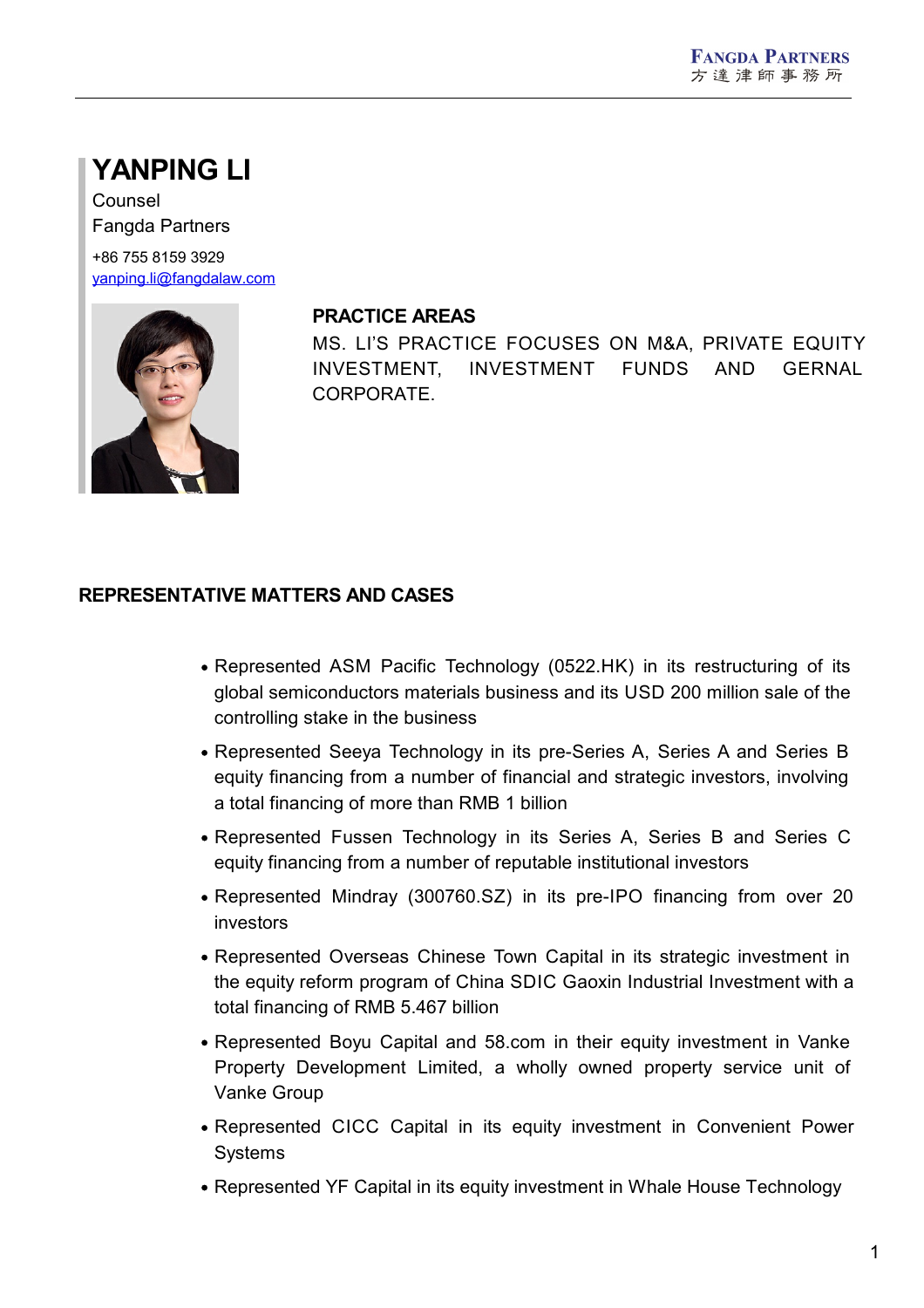# YANPING LI

Counsel

Fangda Partners

+86 755 8159 3929

yanping.li@fangdalaw.com

## PRACTICE AREAS

MS. LI'S PRACTICE FOCUSES ON M&A, PRIVATE EQUITY INVESTMENT, INVESTMENT FUNDS AND GERNAL CORPORATE.

## REPRESENTATIVE MATTERS AND CASES

- Represented ASM Pacific Technology (0522.HK) in its restructuring of its global semiconductors materials business and its USD 200 million sale of the controlling stake in the business
- Represented Seeya Technology in its pre-Series A, Series A and Series B equity financing from a number of financial and strategic investors, involving a total financing of more than RMB 1 billion
- Represented Fussen Technology in its Series A, Series B and Series C equity financing from a number of reputable institutional investors
- Represented Mindray (300760.SZ) in its pre-IPO financing from over 20 investors
- Represented Overseas Chinese Town Capital in its strategic investment in the equity reform program of China SDIC Gaoxin Industrial Investment with a total financing of RMB 5.467 billion
- Represented Boyu Capital and 58.com in their equity investment in Vanke Property Development Limited, a wholly owned property service unit of Vanke Group
- Represented CICC Capital in its equity investment in Convenient Power Systems
- Represented YF Capital in its equity investment in Whale House Technology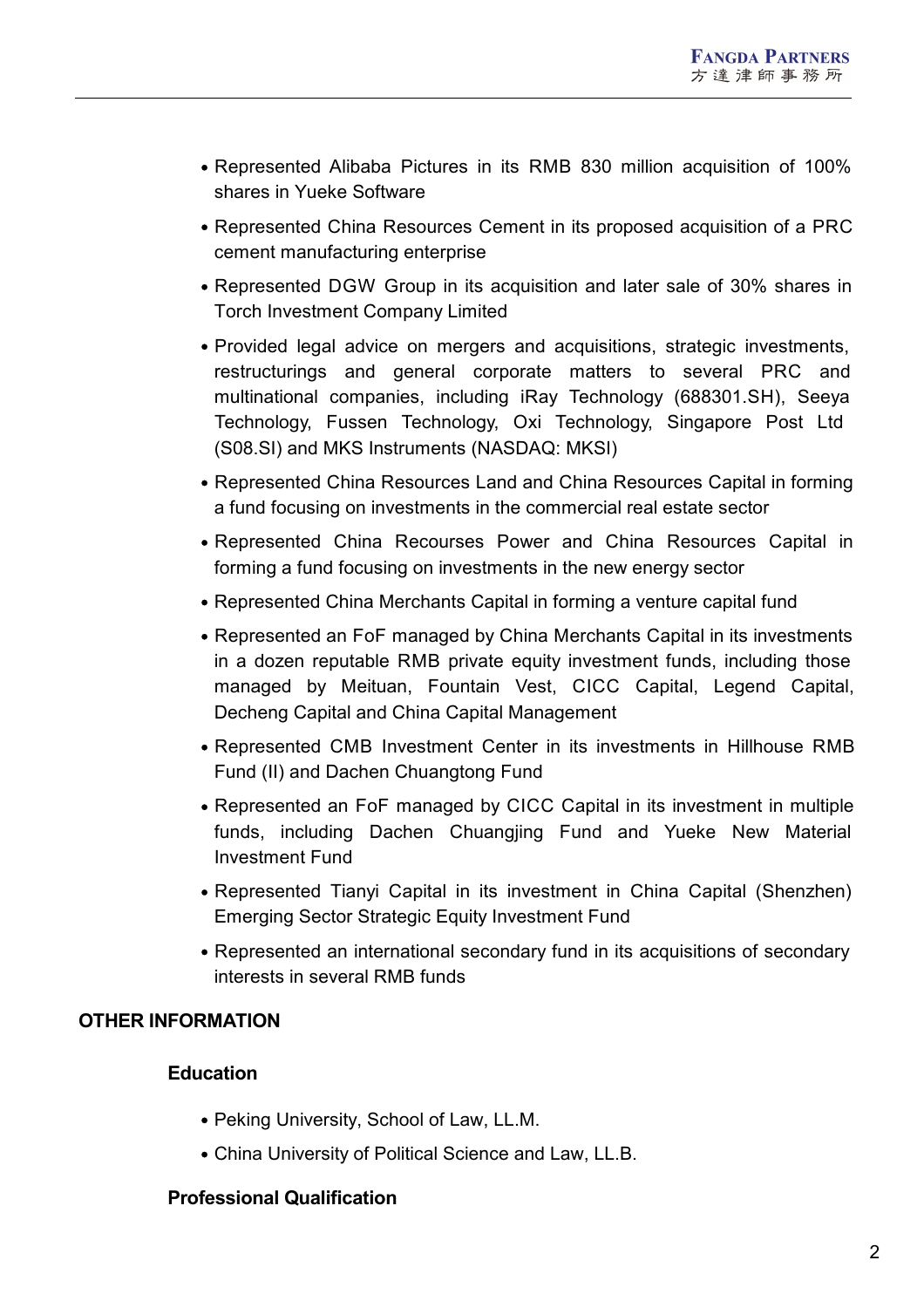- Represented Alibaba Pictures in its RMB 830 million acquisition of 100% shares in Yueke Software
- Represented China Resources Cement in its proposed acquisition of a PRC cement manufacturing enterprise
- Represented DGW Group in its acquisition and later sale of 30% shares in Torch Investment Company Limited
- Provided legal advice on mergers and acquisitions, strategic investments, restructurings and general corporate matters to several PRC and multinational companies, including iRay Technology (688301.SH), Seeya Technology, Fussen Technology, Oxi Technology, Singapore Post Ltd (S08.SI) and MKS Instruments (NASDAQ: MKSI)
- Represented China Resources Land and China Resources Capital in forming a fund focusing on investments in the commercial real estate sector
- Represented China Recourses Power and China Resources Capital in forming a fund focusing on investments in the new energy sector
- Represented China Merchants Capital in forming a venture capital fund
- Represented an FoF managed by China Merchants Capital in its investments in a dozen reputable RMB private equity investment funds, including those managed by Meituan, Fountain Vest, CICC Capital, Legend Capital, Decheng Capital and China Capital Management
- Represented CMB Investment Center in its investments in Hillhouse RMB Fund (II) and Dachen Chuangtong Fund
- Represented an FoF managed by CICC Capital in its investment in multiple funds, including Dachen Chuangjing Fund and Yueke New Material Investment Fund
- Represented Tianyi Capital in its investment in China Capital (Shenzhen) Emerging Sector Strategic Equity Investment Fund
- Represented an international secondary fund in its acquisitions of secondary interests in several RMB funds

## OTHER INFORMATION

### Education

- Peking University, School of Law, LL.M.
- China University of Political Science and Law, LL.B.

### Professional Qualification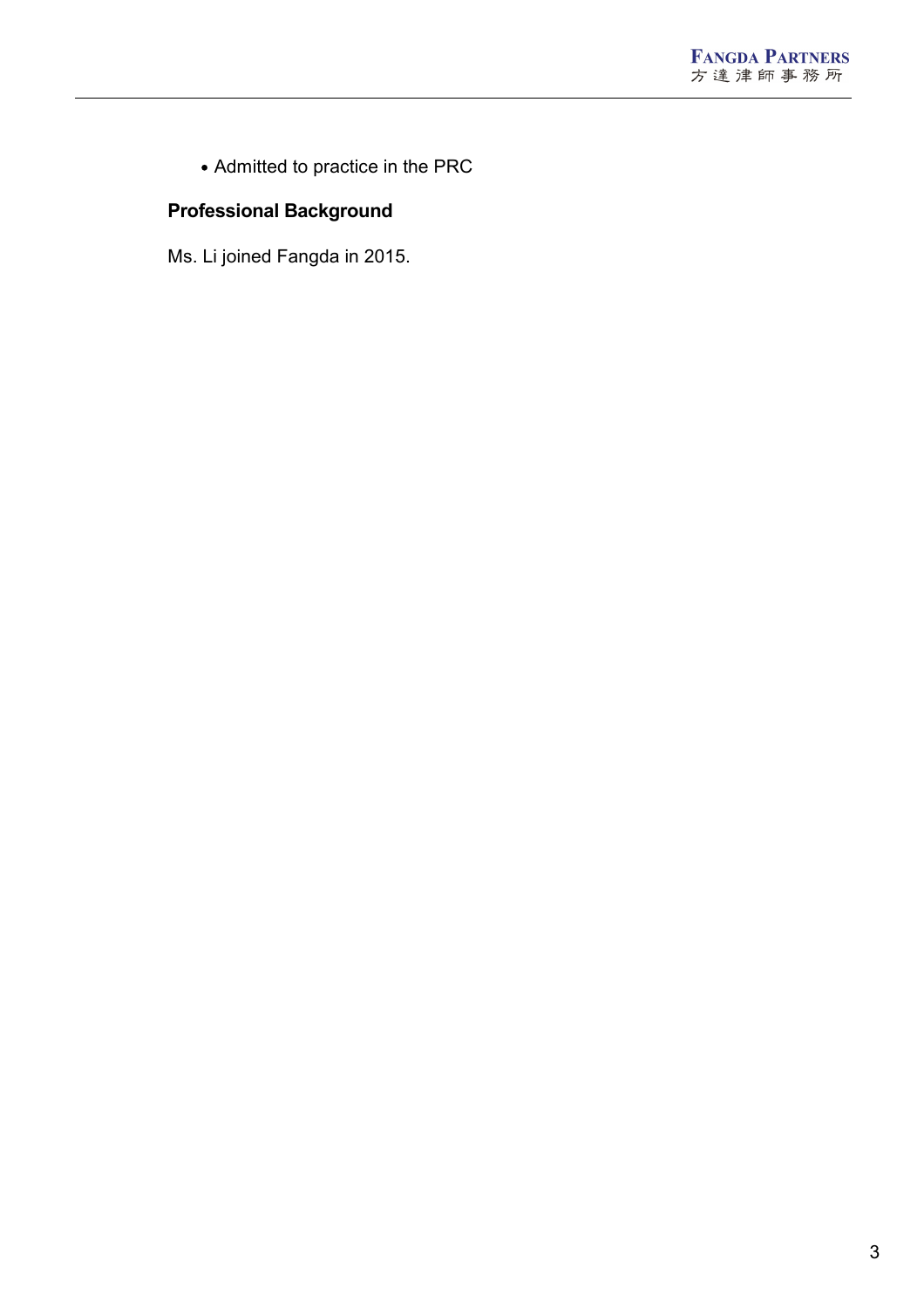- Admitted to practice in the PRC

**Professional Background**

Ms. Li joined Fangda in 2015.